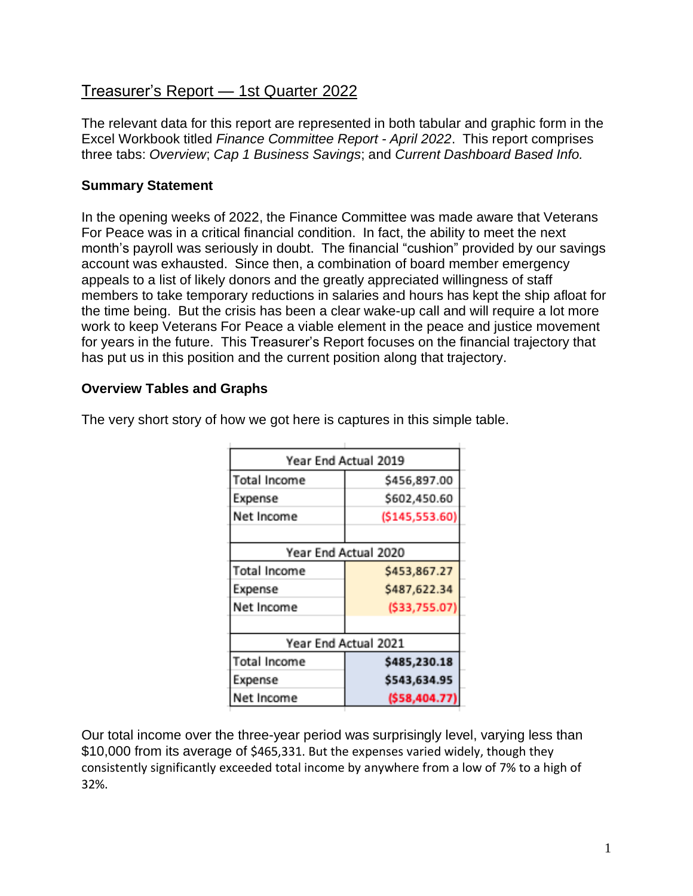# Treasurer's Report — 1st Quarter 2022

The relevant data for this report are represented in both tabular and graphic form in the Excel Workbook titled *Finance Committee Report - April 2022*. This report comprises three tabs: *Overview*; *Cap 1 Business Savings*; and *Current Dashboard Based Info.*

**Summary Statement**

In the opening weeks of 2022, the Finance Committee was made aware that Veterans For Peace was in a critical financial condition. In fact, the ability to meet the next month's payroll was seriously in doubt. The financial "cushion" provided by our savings account was exhausted. Since then, a combination of board member emergency appeals to a list of likely donors and the greatly appreciated willingness of staff members to take temporary reductions in salaries and hours has kept the ship afloat for the time being. But the crisis has been a clear wake-up call and will require a lot more work to keep Veterans For Peace a viable element in the peace and justice movement for years in the future. This Treasurer's Report focuses on the financial trajectory that has put us in this position and the current position along that trajectory.

**Overview Tables and Graphs**

The very short story of how we got here is captures in this simple table.

| | |
|---|---|
| Year End Actual 2019 | |
| Total Income | $456,897.00 |
| Expense | $602,450.60 |
| Net Income | ($145,553.60) |
| | |
| Year End Actual 2020 | |
| Total Income | $453,867.27 |
| Expense | $487,622.34 |
| Net Income | ($33,755.07) |
| | |
| Year End Actual 2021 | |
| Total Income | **$485,230.18** |
| Expense | **$543,634.95** |
| Net Income | **($58,404.77)** |

Our total income over the three-year period was surprisingly level, varying less than $10,000 from its average of $465,331. But the expenses varied widely, though they consistently significantly exceeded total income by anywhere from a low of 7% to a high of 32%.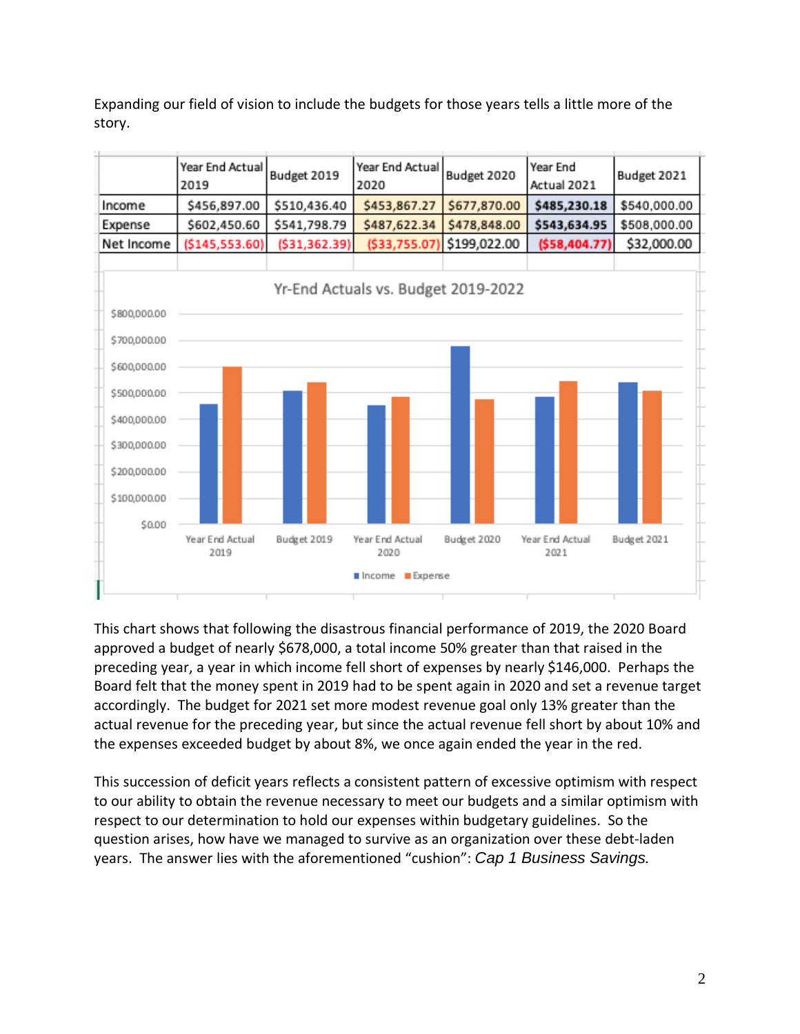Expanding our field of vision to include the budgets for those years tells a little more of the story.

| | Year End Actual 2019 | Budget 2019 | Year End Actual 2020 | Budget 2020 | Year End Actual 2021 | Budget 2021 |
|---|---|---|---|---|---|---|
| Income | $456,897.00 | $510,436.40 | $453,867.27 | $677,870.00 | **$485,230.18** | $540,000.00 |
| Expense | $602,450.60 | $541,798.79 | $487,622.34 | $478,848.00 | **$543,634.95** | $508,000.00 |
| Net Income | ($145,553.60) | ($31,362.39) | ($33,755.07) | $199,022.00 | **($58,404.77)** | $32,000.00 |

Yr-End Actuals vs. Budget 2019-2022

$800,000.00
$700,000.00
$600,000.00
$500,000.00
$400,000.00
$300,000.00
$200,000.00
$100,000.00
$0.00

Year End Actual 2019
Budget 2019
Year End Actual 2020
Budget 2020
Year End Actual 2021
Budget 2021

Income
Expense

This chart shows that following the disastrous financial performance of 2019, the 2020 Board approved a budget of nearly $678,000, a total income 50% greater than that raised in the preceding year, a year in which income fell short of expenses by nearly $146,000. Perhaps the Board felt that the money spent in 2019 had to be spent again in 2020 and set a revenue target accordingly. The budget for 2021 set more modest revenue goal only 13% greater than the actual revenue for the preceding year, but since the actual revenue fell short by about 10% and the expenses exceeded budget by about 8%, we once again ended the year in the red.

This succession of deficit years reflects a consistent pattern of excessive optimism with respect to our ability to obtain the revenue necessary to meet our budgets and a similar optimism with respect to our determination to hold our expenses within budgetary guidelines. So the question arises, how have we managed to survive as an organization over these debt-laden years. The answer lies with the aforementioned "cushion": *Cap 1 Business Savings.*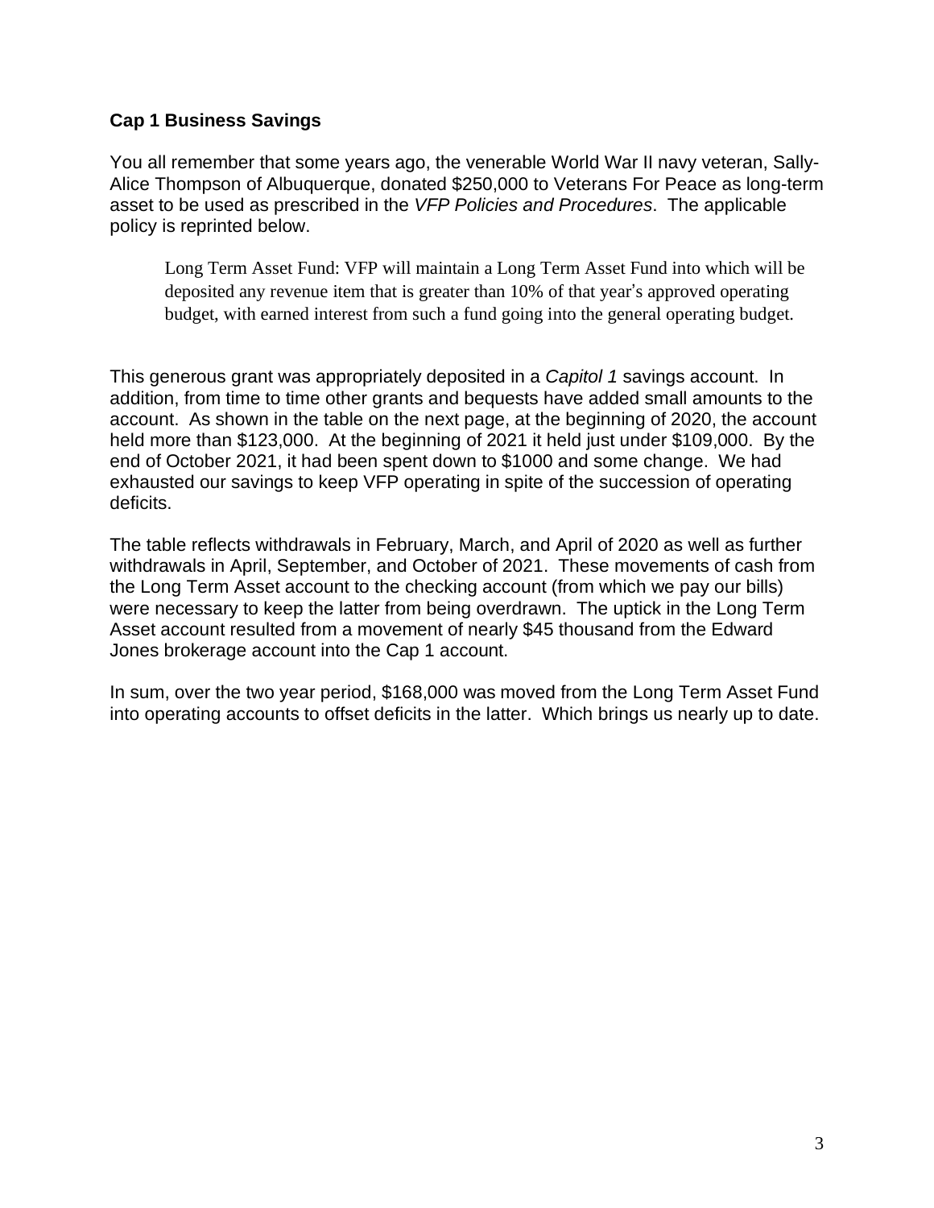**Cap 1 Business Savings**

You all remember that some years ago, the venerable World War II navy veteran, Sally-Alice Thompson of Albuquerque, donated $250,000 to Veterans For Peace as long-term asset to be used as prescribed in the *VFP Policies and Procedures*. The applicable policy is reprinted below.

> Long Term Asset Fund: VFP will maintain a Long Term Asset Fund into which will be deposited any revenue item that is greater than 10% of that year's approved operating budget, with earned interest from such a fund going into the general operating budget.

This generous grant was appropriately deposited in a *Capitol 1* savings account. In addition, from time to time other grants and bequests have added small amounts to the account. As shown in the table on the next page, at the beginning of 2020, the account held more than $123,000. At the beginning of 2021 it held just under $109,000. By the end of October 2021, it had been spent down to $1000 and some change. We had exhausted our savings to keep VFP operating in spite of the succession of operating deficits.

The table reflects withdrawals in February, March, and April of 2020 as well as further withdrawals in April, September, and October of 2021. These movements of cash from the Long Term Asset account to the checking account (from which we pay our bills) were necessary to keep the latter from being overdrawn. The uptick in the Long Term Asset account resulted from a movement of nearly $45 thousand from the Edward Jones brokerage account into the Cap 1 account.

In sum, over the two year period, $168,000 was moved from the Long Term Asset Fund into operating accounts to offset deficits in the latter. Which brings us nearly up to date.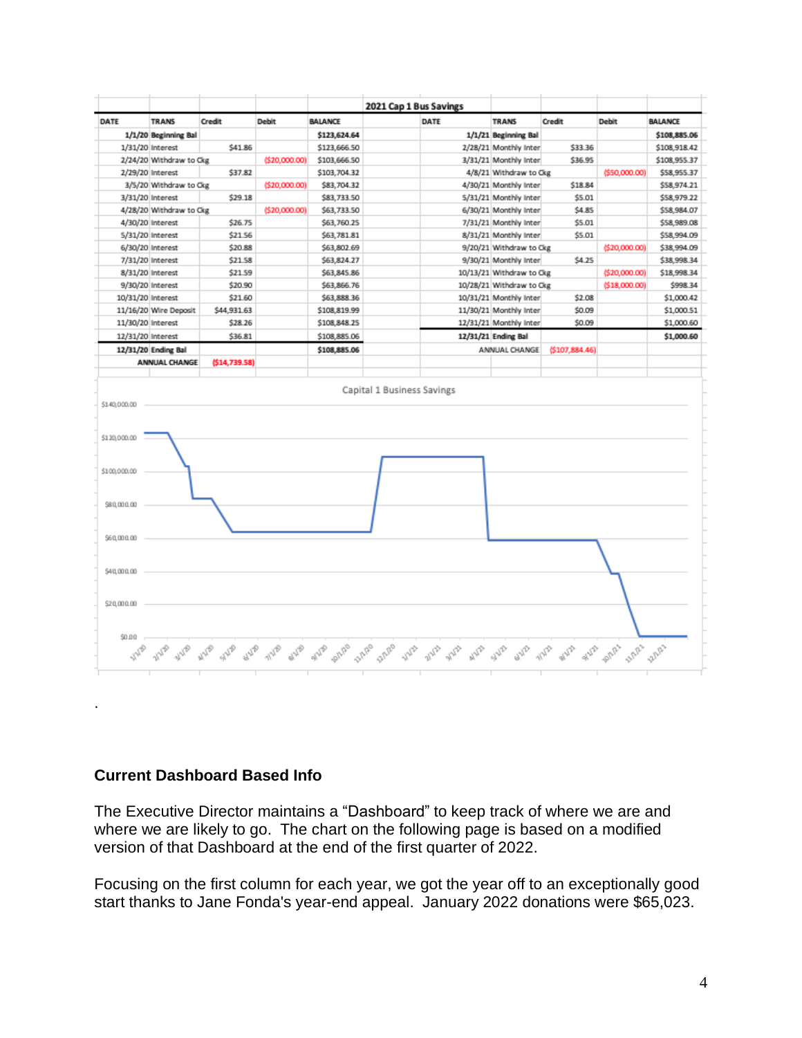| | | | | | 2021 Cap 1 Bus Savings | | | | |
|---|---|---|---|---|---|---|---|---|---|
| DATE | TRANS | Credit | Debit | BALANCE | DATE | TRANS | Credit | Debit | BALANCE |
| 1/1/20 | Beginning Bal | | | $123,624.64 | 1/1/21 | Beginning Bal | | | $108,885.06 |
| 1/31/20 | Interest | $41.86 | | $123,666.50 | 2/28/21 | Monthly Inter | $33.36 | | $108,918.42 |
| 2/24/20 | Withdraw to Ckg | | ($20,000.00) | $103,666.50 | 3/31/21 | Monthly Inter | $36.95 | | $108,955.37 |
| 2/29/20 | Interest | $37.82 | | $103,704.32 | 4/8/21 | Withdraw to Ckg | | ($50,000.00) | $58,955.37 |
| 3/5/20 | Withdraw to Ckg | | ($20,000.00) | $83,704.32 | 4/30/21 | Monthly Inter | $18.84 | | $58,974.21 |
| 3/31/20 | Interest | $29.18 | | $83,733.50 | 5/31/21 | Monthly Inter | $5.01 | | $58,979.22 |
| 4/28/20 | Withdraw to Ckg | | ($20,000.00) | $63,733.50 | 6/30/21 | Monthly Inter | $4.85 | | $58,984.07 |
| 4/30/20 | Interest | $26.75 | | $63,760.25 | 7/31/21 | Monthly Inter | $5.01 | | $58,989.08 |
| 5/31/20 | Interest | $21.56 | | $63,781.81 | 8/31/21 | Monthly Inter | $5.01 | | $58,994.09 |
| 6/30/20 | Interest | $20.88 | | $63,802.69 | 9/20/21 | Withdraw to Ckg | | ($20,000.00) | $38,994.09 |
| 7/31/20 | Interest | $21.58 | | $63,824.27 | 9/30/21 | Monthly Inter | $4.25 | | $38,998.34 |
| 8/31/20 | Interest | $21.59 | | $63,845.86 | 10/13/21 | Withdraw to Ckg | | ($20,000.00) | $18,998.34 |
| 9/30/20 | Interest | $20.90 | | $63,866.76 | 10/28/21 | Withdraw to Ckg | | ($18,000.00) | $998.34 |
| 10/31/20 | Interest | $21.60 | | $63,888.36 | 10/31/21 | Monthly Inter | $2.08 | | $1,000.42 |
| 11/16/20 | Wire Deposit | $44,931.63 | | $108,819.99 | 11/30/21 | Monthly Inter | $0.09 | | $1,000.51 |
| 11/30/20 | Interest | $28.26 | | $108,848.25 | 12/31/21 | Monthly Inter | $0.09 | | $1,000.60 |
| 12/31/20 | Interest | $36.81 | | $108,885.06 | 12/31/21 | Ending Bal | | | $1,000.60 |
| 12/31/20 | Ending Bal | | | $108,885.06 | | ANNUAL CHANGE | ($107,884.46) | | |
| | ANNUAL CHANGE | ($14,739.58) | | | | | | | |

Capital 1 Business Savings

$140,000.00
$120,000.00
$100,000.00
$80,000.00
$60,000.00
$40,000.00
$20,000.00
$0.00

1/1/20 2/1/20 3/1/20 4/1/20 5/1/20 6/1/20 7/1/20 8/1/20 9/1/20 10/1/20 11/1/20 12/1/20 1/1/21 2/1/21 3/1/21 4/1/21 5/1/21 6/1/21 7/1/21 8/1/21 9/1/21 10/1/21 11/1/21 12/1/21

.

**Current Dashboard Based Info**

The Executive Director maintains a "Dashboard" to keep track of where we are and where we are likely to go. The chart on the following page is based on a modified version of that Dashboard at the end of the first quarter of 2022.

Focusing on the first column for each year, we got the year off to an exceptionally good start thanks to Jane Fonda's year-end appeal. January 2022 donations were $65,023.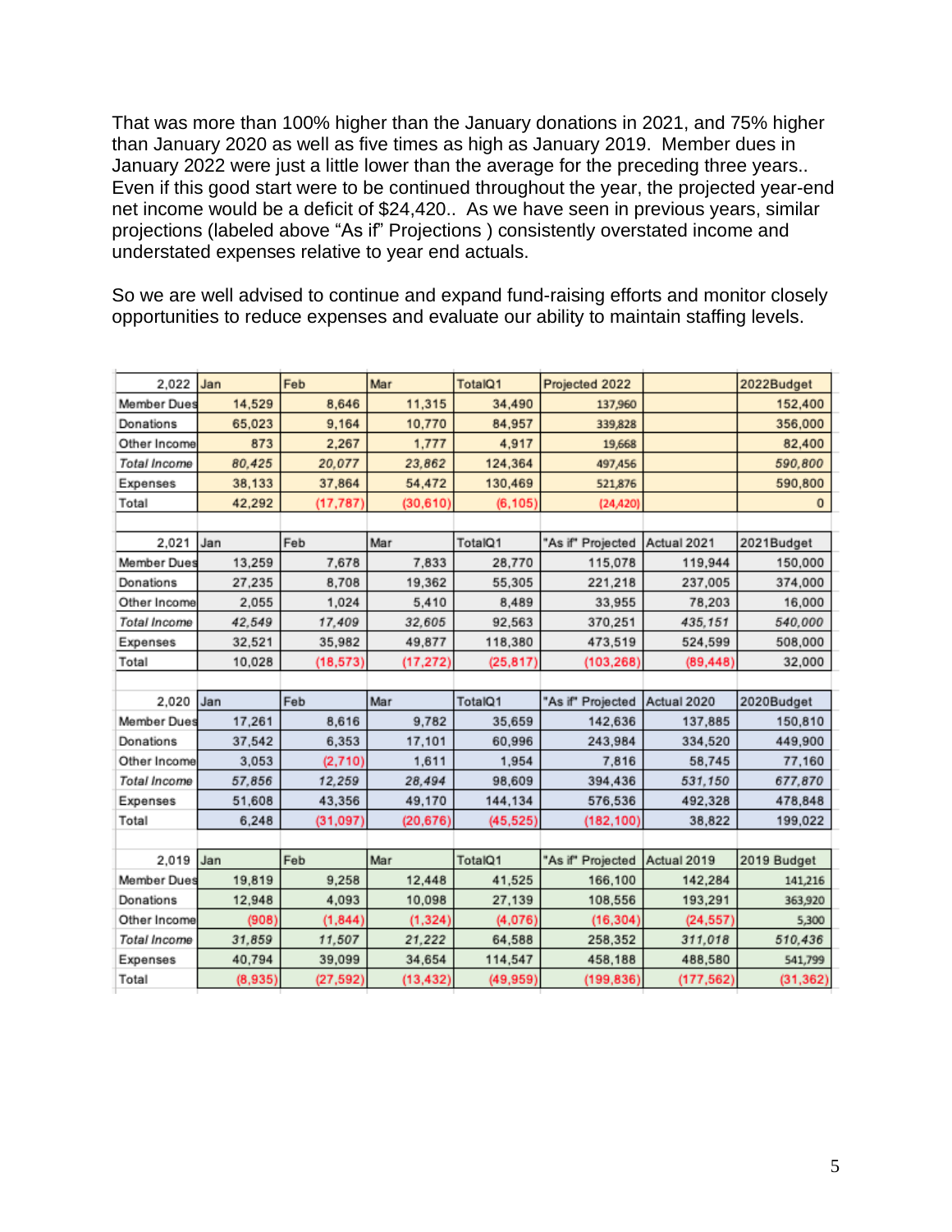That was more than 100% higher than the January donations in 2021, and 75% higher than January 2020 as well as five times as high as January 2019. Member dues in January 2022 were just a little lower than the average for the preceding three years.. Even if this good start were to be continued throughout the year, the projected year-end net income would be a deficit of $24,420.. As we have seen in previous years, similar projections (labeled above "As if" Projections ) consistently overstated income and understated expenses relative to year end actuals.

So we are well advised to continue and expand fund-raising efforts and monitor closely opportunities to reduce expenses and evaluate our ability to maintain staffing levels.

| 2,022 | Jan | Feb | Mar | TotalQ1 | Projected 2022 | | 2022Budget |
|---|---|---|---|---|---|---|---|
| Member Dues | 14,529 | 8,646 | 11,315 | 34,490 | 137,960 | | 152,400 |
| Donations | 65,023 | 9,164 | 10,770 | 84,957 | 339,828 | | 356,000 |
| Other Income | 873 | 2,267 | 1,777 | 4,917 | 19,668 | | 82,400 |
| *Total Income* | *80,425* | *20,077* | *23,862* | 124,364 | 497,456 | | *590,800* |
| Expenses | 38,133 | 37,864 | 54,472 | 130,469 | 521,876 | | 590,800 |
| Total | 42,292 | (17,787) | (30,610) | (6,105) | (24,420) | | 0 |

| 2,021 | Jan | Feb | Mar | TotalQ1 | "As if" Projected | Actual 2021 | 2021Budget |
|---|---|---|---|---|---|---|---|
| Member Dues | 13,259 | 7,678 | 7,833 | 28,770 | 115,078 | 119,944 | 150,000 |
| Donations | 27,235 | 8,708 | 19,362 | 55,305 | 221,218 | 237,005 | 374,000 |
| Other Income | 2,055 | 1,024 | 5,410 | 8,489 | 33,955 | 78,203 | 16,000 |
| *Total Income* | *42,549* | *17,409* | *32,605* | 92,563 | 370,251 | *435,151* | *540,000* |
| Expenses | 32,521 | 35,982 | 49,877 | 118,380 | 473,519 | 524,599 | 508,000 |
| Total | 10,028 | (18,573) | (17,272) | (25,817) | (103,268) | (89,448) | 32,000 |

| 2,020 | Jan | Feb | Mar | TotalQ1 | "As if" Projected | Actual 2020 | 2020Budget |
|---|---|---|---|---|---|---|---|
| Member Dues | 17,261 | 8,616 | 9,782 | 35,659 | 142,636 | 137,885 | 150,810 |
| Donations | 37,542 | 6,353 | 17,101 | 60,996 | 243,984 | 334,520 | 449,900 |
| Other Income | 3,053 | (2,710) | 1,611 | 1,954 | 7,816 | 58,745 | 77,160 |
| *Total Income* | *57,856* | *12,259* | *28,494* | 98,609 | 394,436 | *531,150* | *677,870* |
| Expenses | 51,608 | 43,356 | 49,170 | 144,134 | 576,536 | 492,328 | 478,848 |
| Total | 6,248 | (31,097) | (20,676) | (45,525) | (182,100) | 38,822 | 199,022 |

| 2,019 | Jan | Feb | Mar | TotalQ1 | "As if" Projected | Actual 2019 | 2019 Budget |
|---|---|---|---|---|---|---|---|
| Member Dues | 19,819 | 9,258 | 12,448 | 41,525 | 166,100 | 142,284 | 141,216 |
| Donations | 12,948 | 4,093 | 10,098 | 27,139 | 108,556 | 193,291 | 363,920 |
| Other Income | (908) | (1,844) | (1,324) | (4,076) | (16,304) | (24,557) | 5,300 |
| *Total Income* | *31,859* | *11,507* | *21,222* | 64,588 | 258,352 | *311,018* | *510,436* |
| Expenses | 40,794 | 39,099 | 34,654 | 114,547 | 458,188 | 488,580 | 541,799 |
| Total | (8,935) | (27,592) | (13,432) | (49,959) | (199,836) | (177,562) | (31,362) |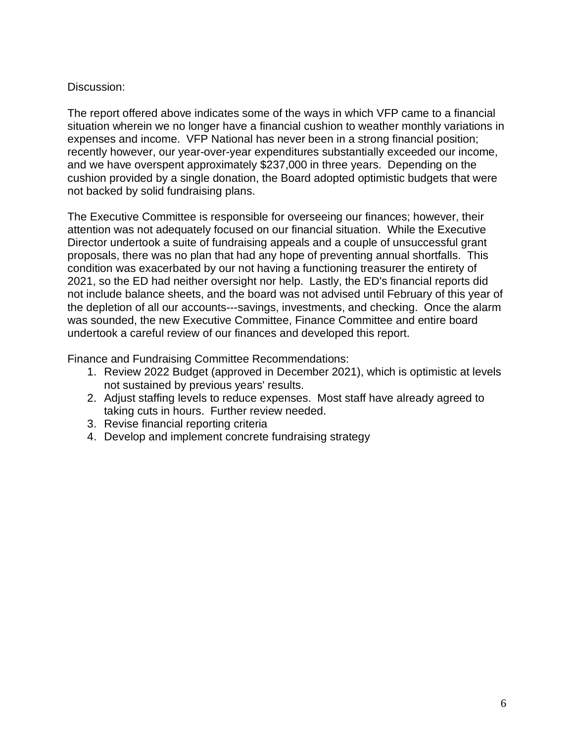Discussion:

The report offered above indicates some of the ways in which VFP came to a financial situation wherein we no longer have a financial cushion to weather monthly variations in expenses and income. VFP National has never been in a strong financial position; recently however, our year-over-year expenditures substantially exceeded our income, and we have overspent approximately $237,000 in three years. Depending on the cushion provided by a single donation, the Board adopted optimistic budgets that were not backed by solid fundraising plans.

The Executive Committee is responsible for overseeing our finances; however, their attention was not adequately focused on our financial situation. While the Executive Director undertook a suite of fundraising appeals and a couple of unsuccessful grant proposals, there was no plan that had any hope of preventing annual shortfalls. This condition was exacerbated by our not having a functioning treasurer the entirety of 2021, so the ED had neither oversight nor help. Lastly, the ED's financial reports did not include balance sheets, and the board was not advised until February of this year of the depletion of all our accounts---savings, investments, and checking. Once the alarm was sounded, the new Executive Committee, Finance Committee and entire board undertook a careful review of our finances and developed this report.

Finance and Fundraising Committee Recommendations:

1. Review 2022 Budget (approved in December 2021), which is optimistic at levels not sustained by previous years' results.
2. Adjust staffing levels to reduce expenses. Most staff have already agreed to taking cuts in hours. Further review needed.
3. Revise financial reporting criteria
4. Develop and implement concrete fundraising strategy